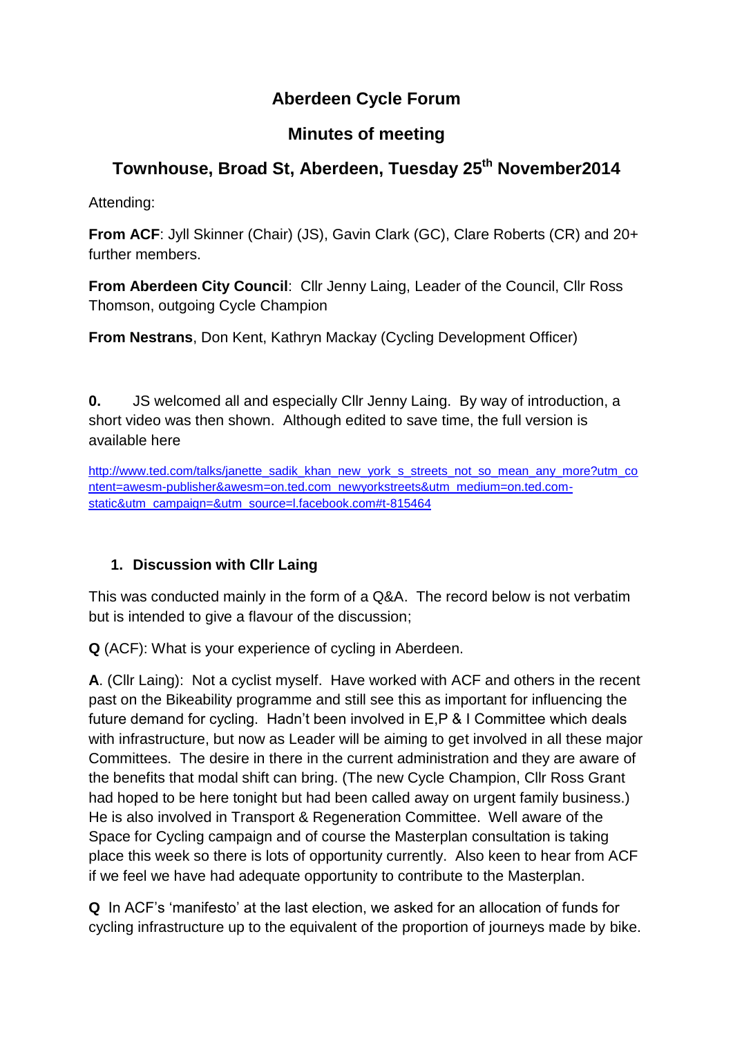# Aberdeen Cycle Forum

## Minutes of meeting

## Townhouse, Broad St, Aberdeen, Tuesday 25th November2014

Attending:

**From ACF**: Jyll Skinner (Chair) (JS), Gavin Clark (GC), Clare Roberts (CR) and 20+ further members.

**From Aberdeen City Council**: Cllr Jenny Laing, Leader of the Council, Cllr Ross Thomson, outgoing Cycle Champion

**From Nestrans**, Don Kent, Kathryn Mackay (Cycling Development Officer)

**0.** JS welcomed all and especially Cllr Jenny Laing. By way of introduction, a short video was then shown. Although edited to save time, the full version is available here

http://www.ted.com/talks/janette_sadik_khan_new_york_s_streets_not_so_mean_any_more?utm_content=awesm-publisher&awesm=on.ted.com_newyorkstreets&utm_medium=on.ted.com-static&utm_campaign=&utm_source=l.facebook.com#t-815464

### 1. Discussion with Cllr Laing

This was conducted mainly in the form of a Q&A. The record below is not verbatim but is intended to give a flavour of the discussion;

**Q** (ACF): What is your experience of cycling in Aberdeen.

**A**. (Cllr Laing): Not a cyclist myself. Have worked with ACF and others in the recent past on the Bikeability programme and still see this as important for influencing the future demand for cycling. Hadn't been involved in E,P & I Committee which deals with infrastructure, but now as Leader will be aiming to get involved in all these major Committees. The desire in there in the current administration and they are aware of the benefits that modal shift can bring. (The new Cycle Champion, Cllr Ross Grant had hoped to be here tonight but had been called away on urgent family business.) He is also involved in Transport & Regeneration Committee. Well aware of the Space for Cycling campaign and of course the Masterplan consultation is taking place this week so there is lots of opportunity currently. Also keen to hear from ACF if we feel we have had adequate opportunity to contribute to the Masterplan.

**Q** In ACF's 'manifesto' at the last election, we asked for an allocation of funds for cycling infrastructure up to the equivalent of the proportion of journeys made by bike.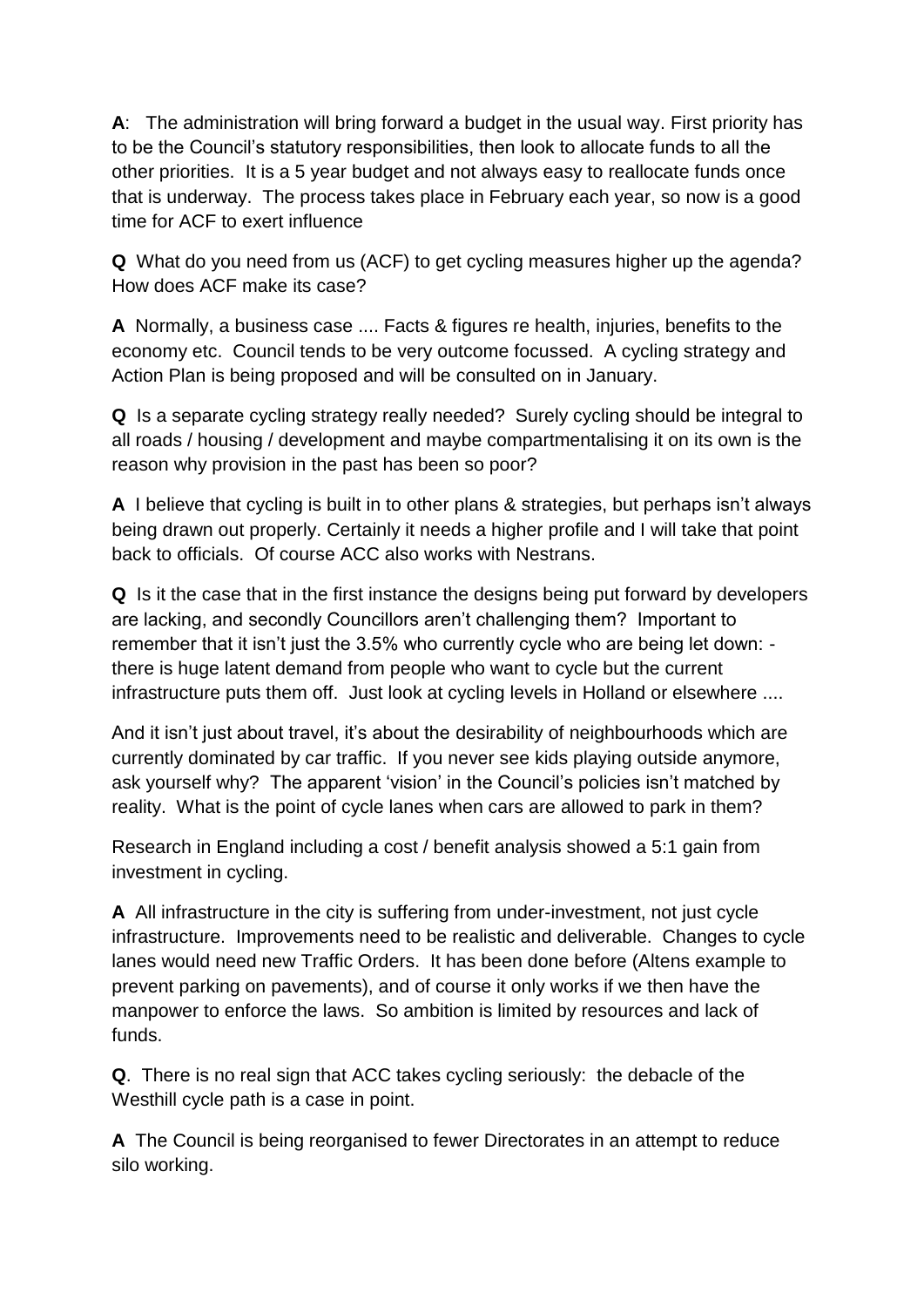**A**: The administration will bring forward a budget in the usual way. First priority has to be the Council's statutory responsibilities, then look to allocate funds to all the other priorities. It is a 5 year budget and not always easy to reallocate funds once that is underway. The process takes place in February each year, so now is a good time for ACF to exert influence

**Q** What do you need from us (ACF) to get cycling measures higher up the agenda? How does ACF make its case?

**A** Normally, a business case .... Facts & figures re health, injuries, benefits to the economy etc. Council tends to be very outcome focussed. A cycling strategy and Action Plan is being proposed and will be consulted on in January.

**Q** Is a separate cycling strategy really needed? Surely cycling should be integral to all roads / housing / development and maybe compartmentalising it on its own is the reason why provision in the past has been so poor?

**A** I believe that cycling is built in to other plans & strategies, but perhaps isn't always being drawn out properly. Certainly it needs a higher profile and I will take that point back to officials. Of course ACC also works with Nestrans.

**Q** Is it the case that in the first instance the designs being put forward by developers are lacking, and secondly Councillors aren't challenging them? Important to remember that it isn't just the 3.5% who currently cycle who are being let down: - there is huge latent demand from people who want to cycle but the current infrastructure puts them off. Just look at cycling levels in Holland or elsewhere ....

And it isn't just about travel, it's about the desirability of neighbourhoods which are currently dominated by car traffic. If you never see kids playing outside anymore, ask yourself why? The apparent 'vision' in the Council's policies isn't matched by reality. What is the point of cycle lanes when cars are allowed to park in them?

Research in England including a cost / benefit analysis showed a 5:1 gain from investment in cycling.

**A** All infrastructure in the city is suffering from under-investment, not just cycle infrastructure. Improvements need to be realistic and deliverable. Changes to cycle lanes would need new Traffic Orders. It has been done before (Altens example to prevent parking on pavements), and of course it only works if we then have the manpower to enforce the laws. So ambition is limited by resources and lack of funds.

**Q**. There is no real sign that ACC takes cycling seriously: the debacle of the Westhill cycle path is a case in point.

**A** The Council is being reorganised to fewer Directorates in an attempt to reduce silo working.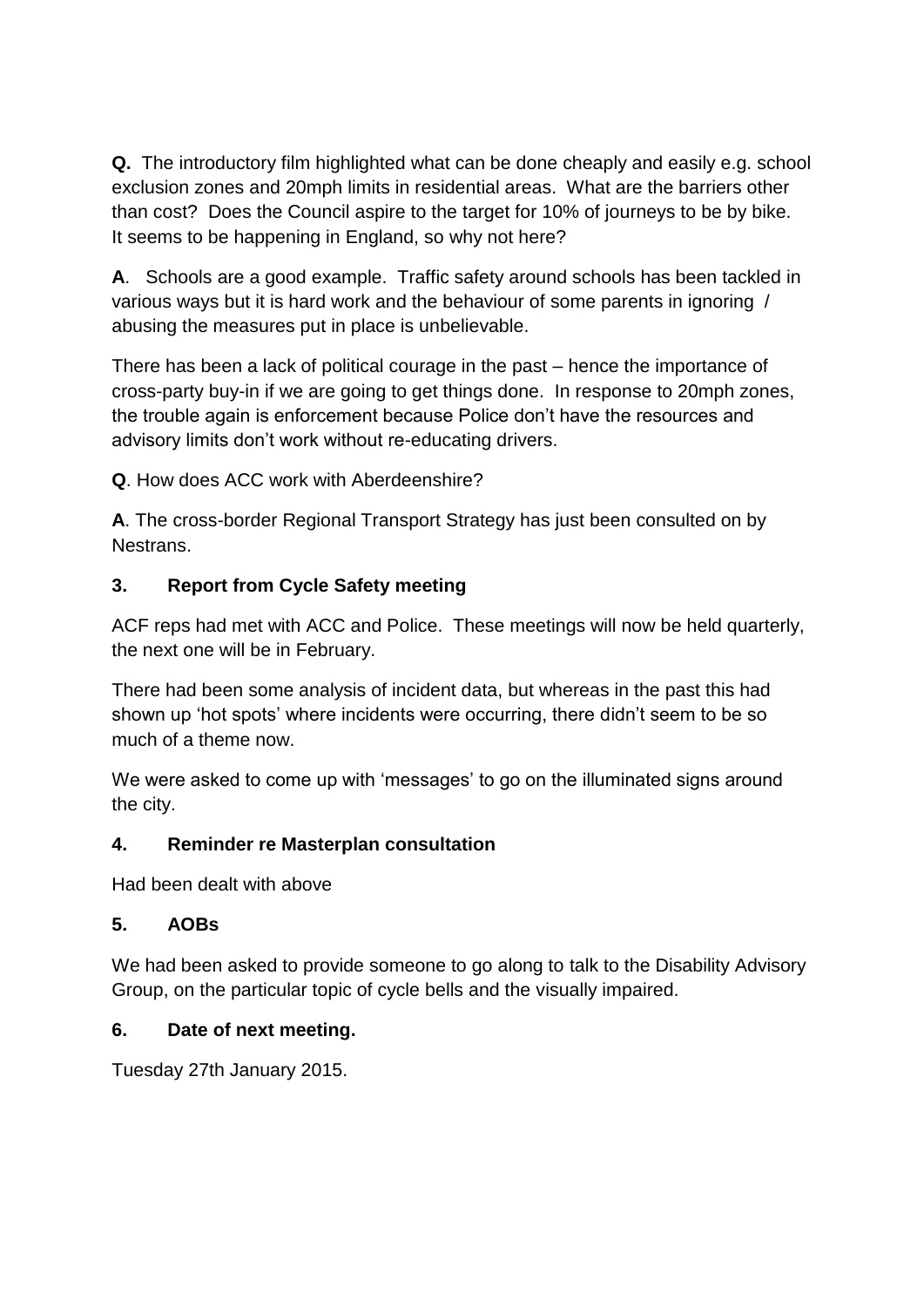**Q.** The introductory film highlighted what can be done cheaply and easily e.g. school exclusion zones and 20mph limits in residential areas. What are the barriers other than cost? Does the Council aspire to the target for 10% of journeys to be by bike. It seems to be happening in England, so why not here?

**A**. Schools are a good example. Traffic safety around schools has been tackled in various ways but it is hard work and the behaviour of some parents in ignoring / abusing the measures put in place is unbelievable.

There has been a lack of political courage in the past – hence the importance of cross-party buy-in if we are going to get things done. In response to 20mph zones, the trouble again is enforcement because Police don't have the resources and advisory limits don't work without re-educating drivers.

**Q**. How does ACC work with Aberdeenshire?

**A**. The cross-border Regional Transport Strategy has just been consulted on by Nestrans.

### 3. Report from Cycle Safety meeting

ACF reps had met with ACC and Police. These meetings will now be held quarterly, the next one will be in February.

There had been some analysis of incident data, but whereas in the past this had shown up 'hot spots' where incidents were occurring, there didn't seem to be so much of a theme now.

We were asked to come up with 'messages' to go on the illuminated signs around the city.

### 4. Reminder re Masterplan consultation

Had been dealt with above

### 5. AOBs

We had been asked to provide someone to go along to talk to the Disability Advisory Group, on the particular topic of cycle bells and the visually impaired.

### 6. Date of next meeting.

Tuesday 27th January 2015.